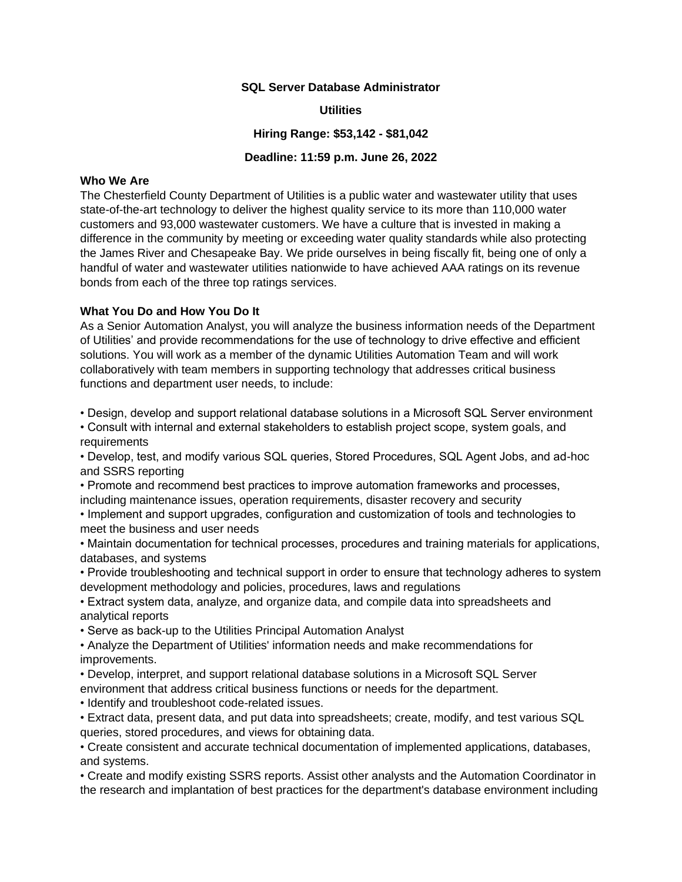**SQL Server Database Administrator**

**Utilities**

**Hiring Range: $53,142 - $81,042**

**Deadline: 11:59 p.m. June 26, 2022**

**Who We Are**

The Chesterfield County Department of Utilities is a public water and wastewater utility that uses state-of-the-art technology to deliver the highest quality service to its more than 110,000 water customers and 93,000 wastewater customers. We have a culture that is invested in making a difference in the community by meeting or exceeding water quality standards while also protecting the James River and Chesapeake Bay. We pride ourselves in being fiscally fit, being one of only a handful of water and wastewater utilities nationwide to have achieved AAA ratings on its revenue bonds from each of the three top ratings services.

**What You Do and How You Do It**

As a Senior Automation Analyst, you will analyze the business information needs of the Department of Utilities' and provide recommendations for the use of technology to drive effective and efficient solutions. You will work as a member of the dynamic Utilities Automation Team and will work collaboratively with team members in supporting technology that addresses critical business functions and department user needs, to include:

- Design, develop and support relational database solutions in a Microsoft SQL Server environment
- Consult with internal and external stakeholders to establish project scope, system goals, and requirements
- Develop, test, and modify various SQL queries, Stored Procedures, SQL Agent Jobs, and ad-hoc and SSRS reporting
- Promote and recommend best practices to improve automation frameworks and processes, including maintenance issues, operation requirements, disaster recovery and security
- Implement and support upgrades, configuration and customization of tools and technologies to meet the business and user needs
- Maintain documentation for technical processes, procedures and training materials for applications, databases, and systems
- Provide troubleshooting and technical support in order to ensure that technology adheres to system development methodology and policies, procedures, laws and regulations
- Extract system data, analyze, and organize data, and compile data into spreadsheets and analytical reports
- Serve as back-up to the Utilities Principal Automation Analyst
- Analyze the Department of Utilities' information needs and make recommendations for improvements.
- Develop, interpret, and support relational database solutions in a Microsoft SQL Server environment that address critical business functions or needs for the department.
- Identify and troubleshoot code-related issues.
- Extract data, present data, and put data into spreadsheets; create, modify, and test various SQL queries, stored procedures, and views for obtaining data.
- Create consistent and accurate technical documentation of implemented applications, databases, and systems.
- Create and modify existing SSRS reports. Assist other analysts and the Automation Coordinator in the research and implantation of best practices for the department's database environment including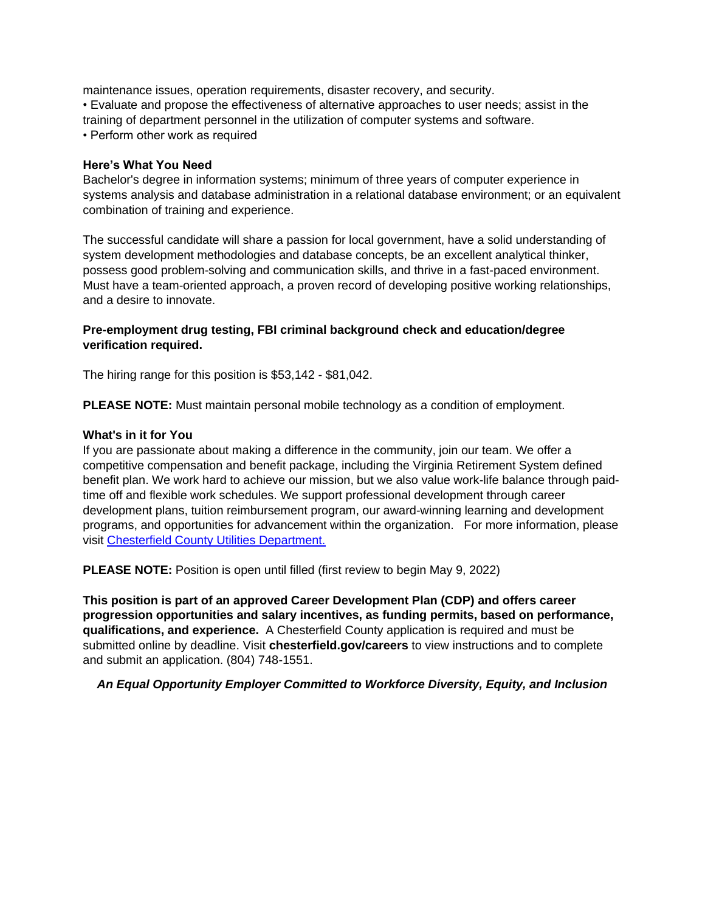maintenance issues, operation requirements, disaster recovery, and security.

- Evaluate and propose the effectiveness of alternative approaches to user needs; assist in the training of department personnel in the utilization of computer systems and software.
- Perform other work as required

**Here's What You Need**

Bachelor's degree in information systems; minimum of three years of computer experience in systems analysis and database administration in a relational database environment; or an equivalent combination of training and experience.

The successful candidate will share a passion for local government, have a solid understanding of system development methodologies and database concepts, be an excellent analytical thinker, possess good problem-solving and communication skills, and thrive in a fast-paced environment. Must have a team-oriented approach, a proven record of developing positive working relationships, and a desire to innovate.

**Pre-employment drug testing, FBI criminal background check and education/degree verification required.**

The hiring range for this position is $53,142 - $81,042.

**PLEASE NOTE:** Must maintain personal mobile technology as a condition of employment.

**What's in it for You**

If you are passionate about making a difference in the community, join our team. We offer a competitive compensation and benefit package, including the Virginia Retirement System defined benefit plan. We work hard to achieve our mission, but we also value work-life balance through paid-time off and flexible work schedules. We support professional development through career development plans, tuition reimbursement program, our award-winning learning and development programs, and opportunities for advancement within the organization. For more information, please visit Chesterfield County Utilities Department.

**PLEASE NOTE:** Position is open until filled (first review to begin May 9, 2022)

**This position is part of an approved Career Development Plan (CDP) and offers career progression opportunities and salary incentives, as funding permits, based on performance, qualifications, and experience.** A Chesterfield County application is required and must be submitted online by deadline. Visit **chesterfield.gov/careers** to view instructions and to complete and submit an application. (804) 748-1551.

***An Equal Opportunity Employer Committed to Workforce Diversity, Equity, and Inclusion***